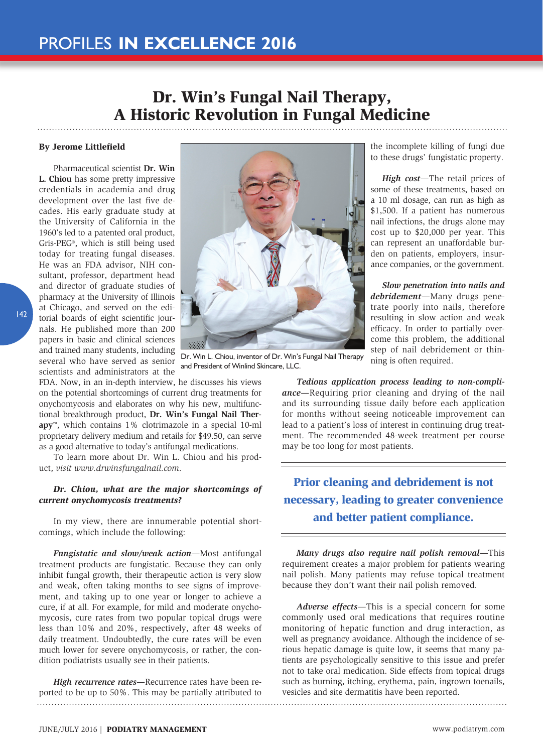# Dr. Win's Fungal Nail Therapy, A Historic Revolution in Fungal Medicine

**By Jerome Littlefield**

Pharmaceutical scientist **Dr. Win L. Chiou** has some pretty impressive credentials in academia and drug development over the last five decades. His early graduate study at the University of California in the 1960's led to a patented oral product, Gris-PEG®, which is still being used today for treating fungal diseases. He was an FDA advisor, NIH consultant, professor, department head and director of graduate studies of pharmacy at the University of Illinois at Chicago, and served on the editorial boards of eight scientific journals. He published more than 200 papers in basic and clinical sciences and trained many students, including several who have served as senior scientists and administrators at the FDA. Now, in an in-depth interview, he discusses his views on the potential shortcomings of current drug treatments for onychomycosis and elaborates on why his new, multifunctional breakthrough product, **Dr. Win's Fungal Nail Therapy**™, which contains 1% clotrimazole in a special 10-ml proprietary delivery medium and retails for $49.50, can serve as a good alternative to today's antifungal medications.

To learn more about Dr. Win L. Chiou and his product, *visit www.drwinsfungalnail.com.*

Dr. Win L. Chiou, inventor of Dr. Win's Fungal Nail Therapy and President of Winlind Skincare, LLC.

***Dr. Chiou, what are the major shortcomings of current onychomycosis treatments?***

In my view, there are innumerable potential shortcomings, which include the following:

***Fungistatic and slow/weak action***—Most antifungal treatment products are fungistatic. Because they can only inhibit fungal growth, their therapeutic action is very slow and weak, often taking months to see signs of improvement, and taking up to one year or longer to achieve a cure, if at all. For example, for mild and moderate onychomycosis, cure rates from two popular topical drugs were less than 10% and 20%, respectively, after 48 weeks of daily treatment. Undoubtedly, the cure rates will be even much lower for severe onychomycosis, or rather, the condition podiatrists usually see in their patients.

***High recurrence rates***—Recurrence rates have been reported to be up to 50%. This may be partially attributed to the incomplete killing of fungi due to these drugs' fungistatic property.

***High cost***—The retail prices of some of these treatments, based on a 10 ml dosage, can run as high as $1,500. If a patient has numerous nail infections, the drugs alone may cost up to $20,000 per year. This can represent an unaffordable burden on patients, employers, insurance companies, or the government.

***Slow penetration into nails and debridement***—Many drugs penetrate poorly into nails, therefore resulting in slow action and weak efficacy. In order to partially overcome this problem, the additional step of nail debridement or thinning is often required.

***Tedious application process leading to non-compliance***—Requiring prior cleaning and drying of the nail and its surrounding tissue daily before each application for months without seeing noticeable improvement can lead to a patient's loss of interest in continuing drug treatment. The recommended 48-week treatment per course may be too long for most patients.

**Prior cleaning and debridement is not necessary, leading to greater convenience and better patient compliance.**

***Many drugs also require nail polish removal***—This requirement creates a major problem for patients wearing nail polish. Many patients may refuse topical treatment because they don't want their nail polish removed.

***Adverse effects***—This is a special concern for some commonly used oral medications that requires routine monitoring of hepatic function and drug interaction, as well as pregnancy avoidance. Although the incidence of serious hepatic damage is quite low, it seems that many patients are psychologically sensitive to this issue and prefer not to take oral medication. Side effects from topical drugs such as burning, itching, erythema, pain, ingrown toenails, vesicles and site dermatitis have been reported.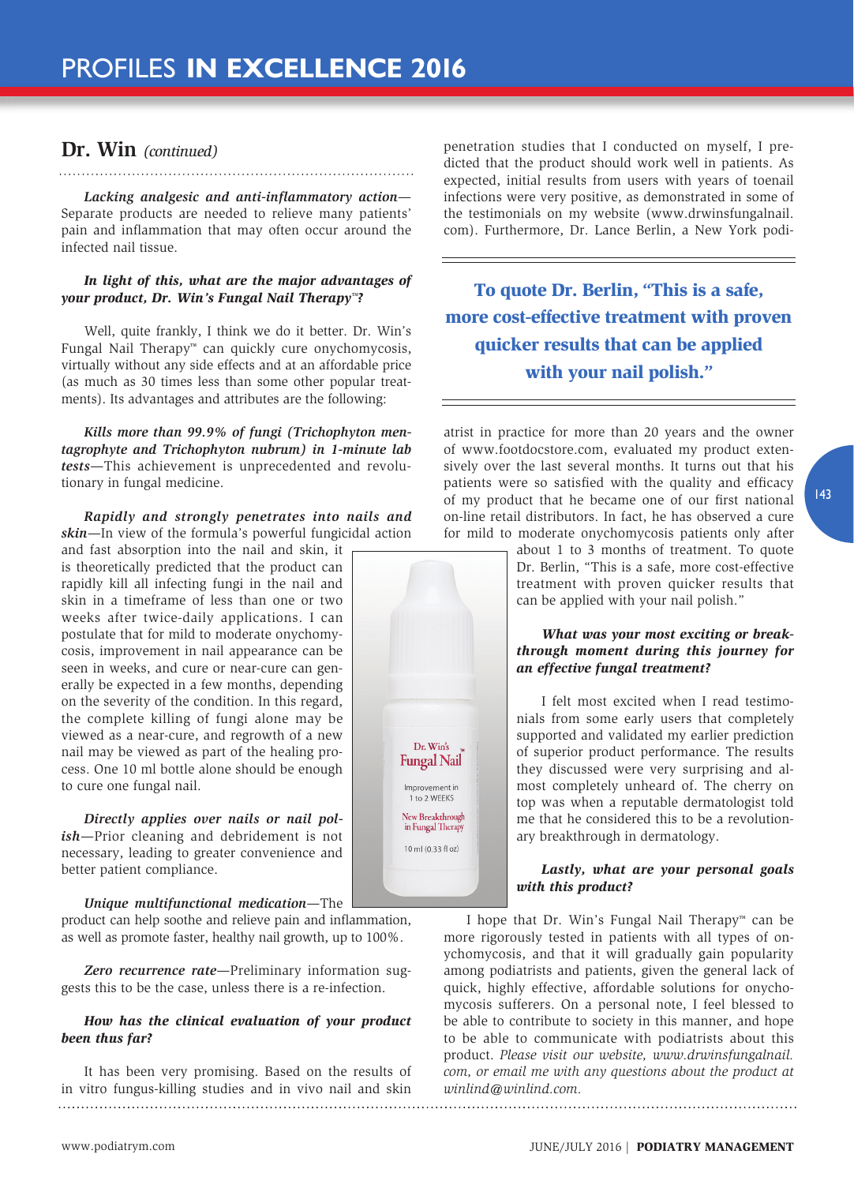## Dr. Win *(continued)*

***Lacking analgesic and anti-inflammatory action***—Separate products are needed to relieve many patients' pain and inflammation that may often occur around the infected nail tissue.

***In light of this, what are the major advantages of your product, Dr. Win's Fungal Nail Therapy™?***

Well, quite frankly, I think we do it better. Dr. Win's Fungal Nail Therapy™ can quickly cure onychomycosis, virtually without any side effects and at an affordable price (as much as 30 times less than some other popular treatments). Its advantages and attributes are the following:

***Kills more than 99.9% of fungi (Trichophyton mentagrophyte and Trichophyton nubrum) in 1-minute lab tests***—This achievement is unprecedented and revolutionary in fungal medicine.

***Rapidly and strongly penetrates into nails and skin***—In view of the formula's powerful fungicidal action and fast absorption into the nail and skin, it is theoretically predicted that the product can rapidly kill all infecting fungi in the nail and skin in a timeframe of less than one or two weeks after twice-daily applications. I can postulate that for mild to moderate onychomycosis, improvement in nail appearance can be seen in weeks, and cure or near-cure can generally be expected in a few months, depending on the severity of the condition. In this regard, the complete killing of fungi alone may be viewed as a near-cure, and regrowth of a new nail may be viewed as part of the healing process. One 10 ml bottle alone should be enough to cure one fungal nail.

***Directly applies over nails or nail polish***—Prior cleaning and debridement is not necessary, leading to greater convenience and better patient compliance.

***Unique multifunctional medication***—The product can help soothe and relieve pain and inflammation, as well as promote faster, healthy nail growth, up to 100%.

***Zero recurrence rate***—Preliminary information suggests this to be the case, unless there is a re-infection.

***How has the clinical evaluation of your product been thus far?***

It has been very promising. Based on the results of in vitro fungus-killing studies and in vivo nail and skin penetration studies that I conducted on myself, I predicted that the product should work well in patients. As expected, initial results from users with years of toenail infections were very positive, as demonstrated in some of the testimonials on my website (www.drwinsfungalnail.com). Furthermore, Dr. Lance Berlin, a New York podiatrist in practice for more than 20 years and the owner of www.footdocstore.com, evaluated my product extensively over the last several months. It turns out that his patients were so satisfied with the quality and efficacy of my product that he became one of our first national on-line retail distributors. In fact, he has observed a cure for mild to moderate onychomycosis patients only after about 1 to 3 months of treatment. To quote Dr. Berlin, "This is a safe, more cost-effective treatment with proven quicker results that can be applied with your nail polish."

**To quote Dr. Berlin, "This is a safe, more cost-effective treatment with proven quicker results that can be applied with your nail polish."**

Dr. Win's Fungal Nail™
Improvement in 1 to 2 WEEKS
New Breakthrough in Fungal Therapy
10 ml (0.33 fl oz)

***What was your most exciting or breakthrough moment during this journey for an effective fungal treatment?***

I felt most excited when I read testimonials from some early users that completely supported and validated my earlier prediction of superior product performance. The results they discussed were very surprising and almost completely unheard of. The cherry on top was when a reputable dermatologist told me that he considered this to be a revolutionary breakthrough in dermatology.

***Lastly, what are your personal goals with this product?***

I hope that Dr. Win's Fungal Nail Therapy™ can be more rigorously tested in patients with all types of onychomycosis, and that it will gradually gain popularity among podiatrists and patients, given the general lack of quick, highly effective, affordable solutions for onychomycosis sufferers. On a personal note, I feel blessed to be able to contribute to society in this manner, and hope to be able to communicate with podiatrists about this product. *Please visit our website, www.drwinsfungalnail.com, or email me with any questions about the product at winlind@winlind.com.*